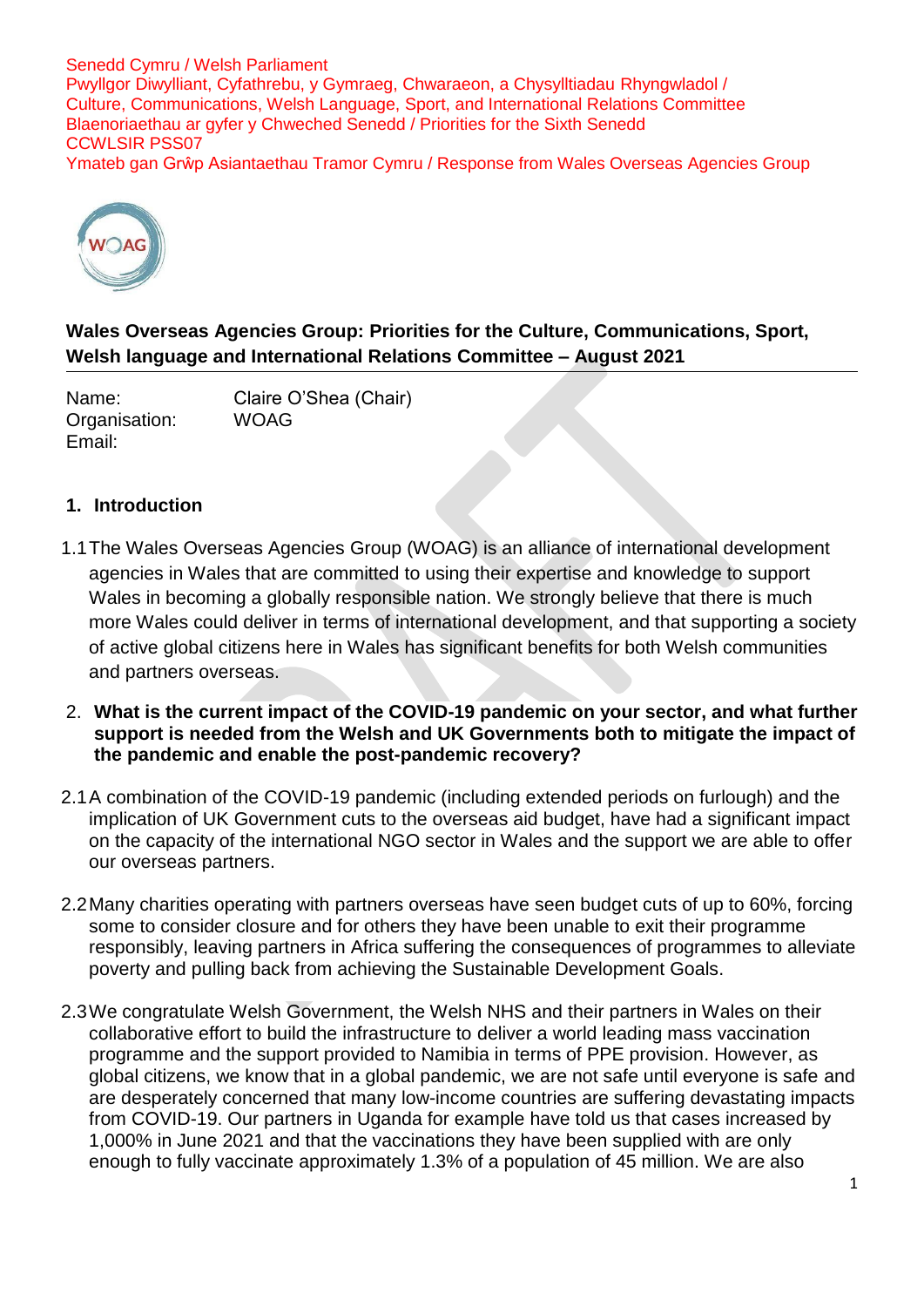Senedd Cymru / Welsh Parliament
Pwyllgor Diwylliant, Cyfathrebu, y Gymraeg, Chwaraeon, a Chysylltiadau Rhyngwladol / Culture, Communications, Welsh Language, Sport, and International Relations Committee
Blaenoriaethau ar gyfer y Chweched Senedd / Priorities for the Sixth Senedd
CCWLSIR PSS07
Ymateb gan Grŵp Asiantaethau Tramor Cymru / Response from Wales Overseas Agencies Group

**Wales Overseas Agencies Group: Priorities for the Culture, Communications, Sport, Welsh language and International Relations Committee – August 2021**

| | |
|---|---|
| Name: | Claire O'Shea (Chair) |
| Organisation: | WOAG |
| Email: | |

## 1. Introduction

1.1 The Wales Overseas Agencies Group (WOAG) is an alliance of international development agencies in Wales that are committed to using their expertise and knowledge to support Wales in becoming a globally responsible nation. We strongly believe that there is much more Wales could deliver in terms of international development, and that supporting a society of active global citizens here in Wales has significant benefits for both Welsh communities and partners overseas.

## 2. What is the current impact of the COVID-19 pandemic on your sector, and what further support is needed from the Welsh and UK Governments both to mitigate the impact of the pandemic and enable the post-pandemic recovery?

2.1 A combination of the COVID-19 pandemic (including extended periods on furlough) and the implication of UK Government cuts to the overseas aid budget, have had a significant impact on the capacity of the international NGO sector in Wales and the support we are able to offer our overseas partners.

2.2 Many charities operating with partners overseas have seen budget cuts of up to 60%, forcing some to consider closure and for others they have been unable to exit their programme responsibly, leaving partners in Africa suffering the consequences of programmes to alleviate poverty and pulling back from achieving the Sustainable Development Goals.

2.3 We congratulate Welsh Government, the Welsh NHS and their partners in Wales on their collaborative effort to build the infrastructure to deliver a world leading mass vaccination programme and the support provided to Namibia in terms of PPE provision. However, as global citizens, we know that in a global pandemic, we are not safe until everyone is safe and are desperately concerned that many low-income countries are suffering devastating impacts from COVID-19. Our partners in Uganda for example have told us that cases increased by 1,000% in June 2021 and that the vaccinations they have been supplied with are only enough to fully vaccinate approximately 1.3% of a population of 45 million. We are also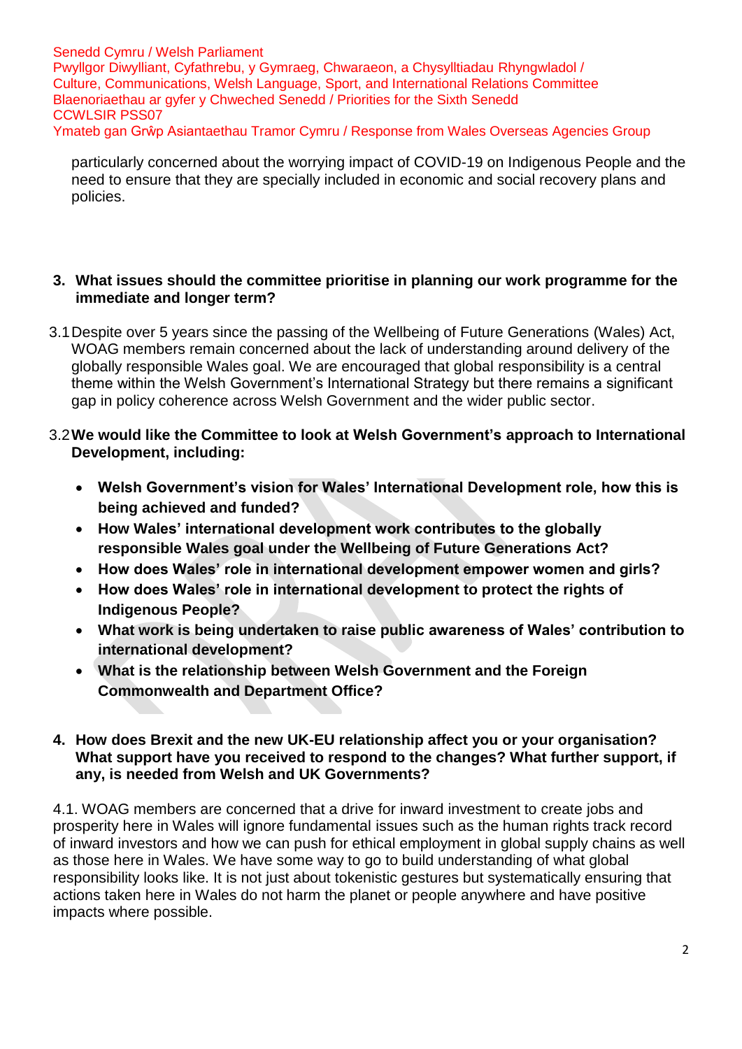particularly concerned about the worrying impact of COVID-19 on Indigenous People and the need to ensure that they are specially included in economic and social recovery plans and policies.

**3. What issues should the committee prioritise in planning our work programme for the immediate and longer term?**

3.1 Despite over 5 years since the passing of the Wellbeing of Future Generations (Wales) Act, WOAG members remain concerned about the lack of understanding around delivery of the globally responsible Wales goal. We are encouraged that global responsibility is a central theme within the Welsh Government's International Strategy but there remains a significant gap in policy coherence across Welsh Government and the wider public sector.

3.2 **We would like the Committee to look at Welsh Government's approach to International Development, including:**

- **Welsh Government's vision for Wales' International Development role, how this is being achieved and funded?**
- **How Wales' international development work contributes to the globally responsible Wales goal under the Wellbeing of Future Generations Act?**
- **How does Wales' role in international development empower women and girls?**
- **How does Wales' role in international development to protect the rights of Indigenous People?**
- **What work is being undertaken to raise public awareness of Wales' contribution to international development?**
- **What is the relationship between Welsh Government and the Foreign Commonwealth and Department Office?**

**4. How does Brexit and the new UK-EU relationship affect you or your organisation? What support have you received to respond to the changes? What further support, if any, is needed from Welsh and UK Governments?**

4.1. WOAG members are concerned that a drive for inward investment to create jobs and prosperity here in Wales will ignore fundamental issues such as the human rights track record of inward investors and how we can push for ethical employment in global supply chains as well as those here in Wales. We have some way to go to build understanding of what global responsibility looks like. It is not just about tokenistic gestures but systematically ensuring that actions taken here in Wales do not harm the planet or people anywhere and have positive impacts where possible.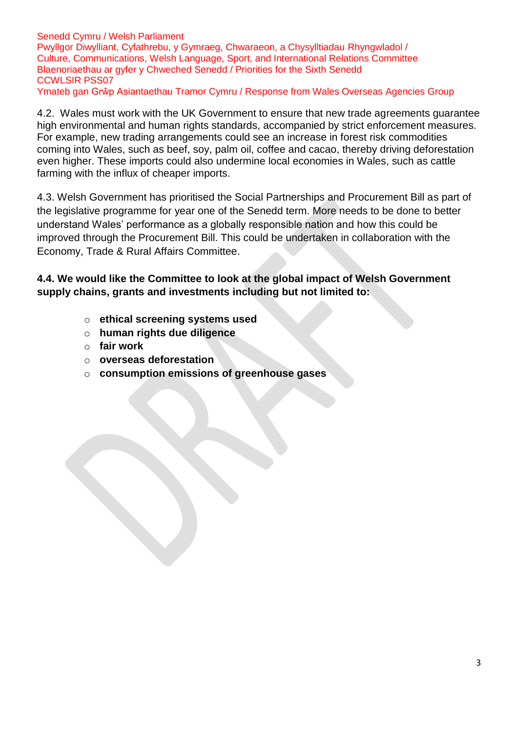4.2. Wales must work with the UK Government to ensure that new trade agreements guarantee high environmental and human rights standards, accompanied by strict enforcement measures. For example, new trading arrangements could see an increase in forest risk commodities coming into Wales, such as beef, soy, palm oil, coffee and cacao, thereby driving deforestation even higher. These imports could also undermine local economies in Wales, such as cattle farming with the influx of cheaper imports.

4.3. Welsh Government has prioritised the Social Partnerships and Procurement Bill as part of the legislative programme for year one of the Senedd term. More needs to be done to better understand Wales' performance as a globally responsible nation and how this could be improved through the Procurement Bill. This could be undertaken in collaboration with the Economy, Trade & Rural Affairs Committee.

**4.4. We would like the Committee to look at the global impact of Welsh Government supply chains, grants and investments including but not limited to:**

- **ethical screening systems used**
- **human rights due diligence**
- **fair work**
- **overseas deforestation**
- **consumption emissions of greenhouse gases**